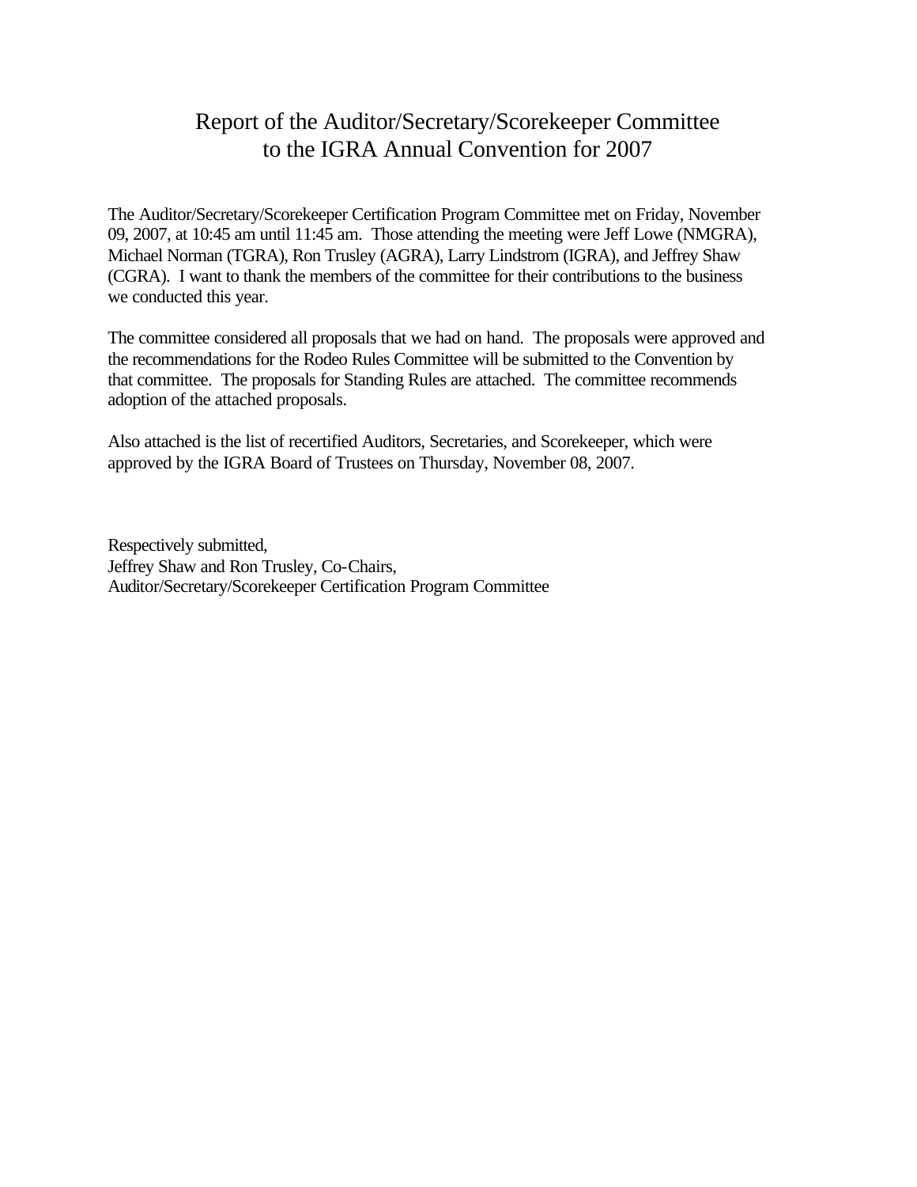# Report of the Auditor/Secretary/Scorekeeper Committee to the IGRA Annual Convention for 2007

The Auditor/Secretary/Scorekeeper Certification Program Committee met on Friday, November 09, 2007, at 10:45 am until 11:45 am. Those attending the meeting were Jeff Lowe (NMGRA), Michael Norman (TGRA), Ron Trusley (AGRA), Larry Lindstrom (IGRA), and Jeffrey Shaw (CGRA). I want to thank the members of the committee for their contributions to the business we conducted this year.

The committee considered all proposals that we had on hand. The proposals were approved and the recommendations for the Rodeo Rules Committee will be submitted to the Convention by that committee. The proposals for Standing Rules are attached. The committee recommends adoption of the attached proposals.

Also attached is the list of recertified Auditors, Secretaries, and Scorekeeper, which were approved by the IGRA Board of Trustees on Thursday, November 08, 2007.

Respectively submitted,  
Jeffrey Shaw and Ron Trusley, Co-Chairs,  
Auditor/Secretary/Scorekeeper Certification Program Committee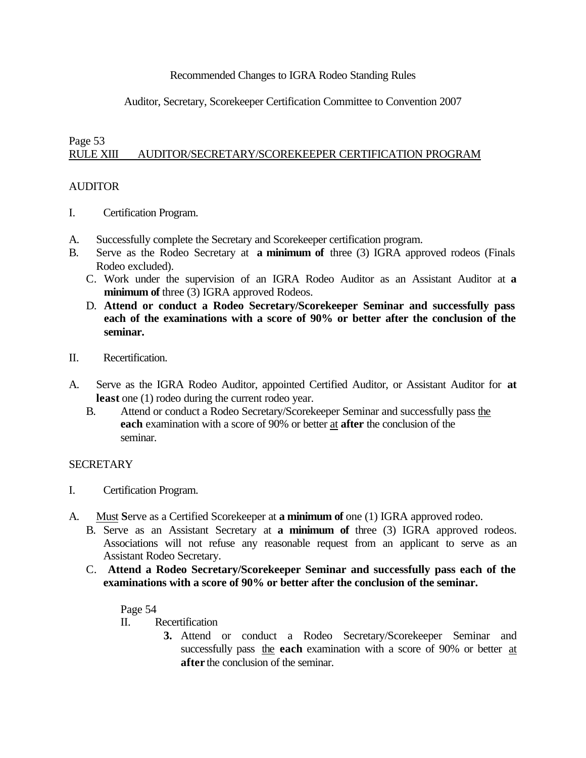Recommended Changes to IGRA Rodeo Standing Rules

Auditor, Secretary, Scorekeeper Certification Committee to Convention 2007

Page 53
<u>RULE XIII AUDITOR/SECRETARY/SCOREKEEPER CERTIFICATION PROGRAM</u>

AUDITOR

I. Certification Program.

A. Successfully complete the Secretary and Scorekeeper certification program.
B. Serve as the Rodeo Secretary at **a minimum of** three (3) IGRA approved rodeos (Finals Rodeo excluded).
C. Work under the supervision of an IGRA Rodeo Auditor as an Assistant Auditor at **a minimum of** three (3) IGRA approved Rodeos.
D. **Attend or conduct a Rodeo Secretary/Scorekeeper Seminar and successfully pass each of the examinations with a score of 90% or better after the conclusion of the seminar.**

II. Recertification.

A. Serve as the IGRA Rodeo Auditor, appointed Certified Auditor, or Assistant Auditor for **at least** one (1) rodeo during the current rodeo year.
B. Attend or conduct a Rodeo Secretary/Scorekeeper Seminar and successfully pass <u>the</u> **each** examination with a score of 90% or better <u>at</u> **after** the conclusion of the seminar.

SECRETARY

I. Certification Program.

A. <u>Must</u> **S**erve as a Certified Scorekeeper at **a minimum of** one (1) IGRA approved rodeo.
B. Serve as an Assistant Secretary at **a minimum of** three (3) IGRA approved rodeos. Associations will not refuse any reasonable request from an applicant to serve as an Assistant Rodeo Secretary.
C. **Attend a Rodeo Secretary/Scorekeeper Seminar and successfully pass each of the examinations with a score of 90% or better after the conclusion of the seminar.**

Page 54
II. Recertification
**3.** Attend or conduct a Rodeo Secretary/Scorekeeper Seminar and successfully pass <u>the</u> **each** examination with a score of 90% or better <u>at</u> **after** the conclusion of the seminar.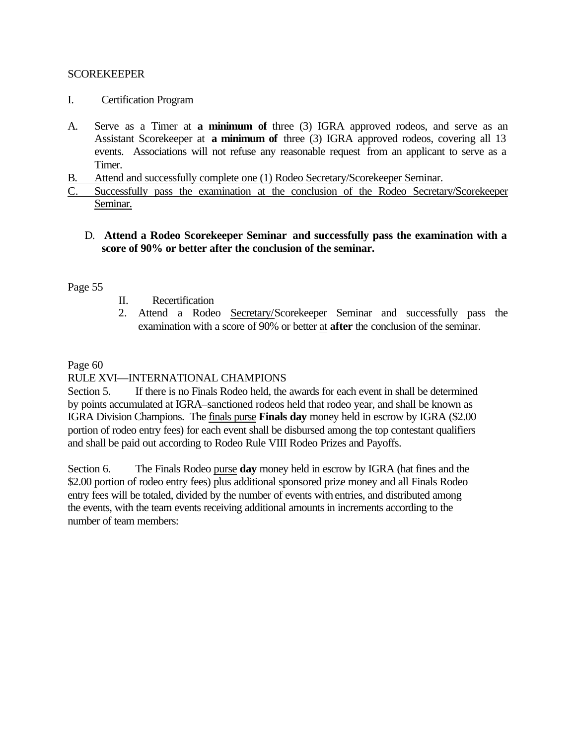SCOREKEEPER

I. Certification Program

A. Serve as a Timer at **a minimum of** three (3) IGRA approved rodeos, and serve as an Assistant Scorekeeper at **a minimum of** three (3) IGRA approved rodeos, covering all 13 events. Associations will not refuse any reasonable request from an applicant to serve as a Timer.

<u>B. Attend and successfully complete one (1) Rodeo Secretary/Scorekeeper Seminar.</u>

<u>C. Successfully pass the examination at the conclusion of the Rodeo Secretary/Scorekeeper Seminar.</u>

D. **Attend a Rodeo Scorekeeper Seminar and successfully pass the examination with a score of 90% or better after the conclusion of the seminar.**

Page 55

II. Recertification

2. Attend a Rodeo <u>Secretary/</u>Scorekeeper Seminar and successfully pass the examination with a score of 90% or better <u>at</u> **after** the conclusion of the seminar.

Page 60

RULE XVI—INTERNATIONAL CHAMPIONS

Section 5. If there is no Finals Rodeo held, the awards for each event in shall be determined by points accumulated at IGRA–sanctioned rodeos held that rodeo year, and shall be known as IGRA Division Champions. The <u>finals purse</u> **Finals day** money held in escrow by IGRA ($2.00 portion of rodeo entry fees) for each event shall be disbursed among the top contestant qualifiers and shall be paid out according to Rodeo Rule VIII Rodeo Prizes and Payoffs.

Section 6. The Finals Rodeo <u>purse</u> **day** money held in escrow by IGRA (hat fines and the $2.00 portion of rodeo entry fees) plus additional sponsored prize money and all Finals Rodeo entry fees will be totaled, divided by the number of events with entries, and distributed among the events, with the team events receiving additional amounts in increments according to the number of team members: